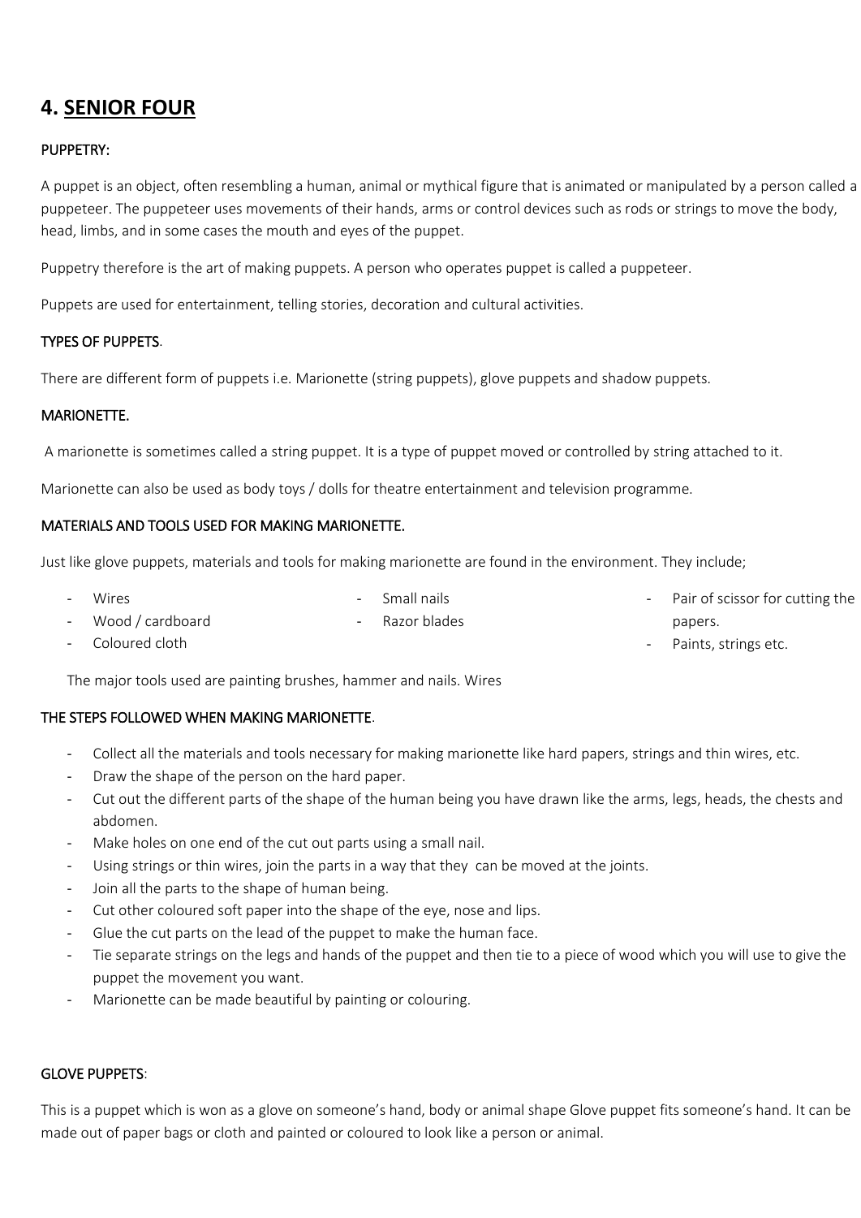## 4. SENIOR FOUR

PUPPETRY:

A puppet is an object, often resembling a human, animal or mythical figure that is animated or manipulated by a person called a puppeteer. The puppeteer uses movements of their hands, arms or control devices such as rods or strings to move the body, head, limbs, and in some cases the mouth and eyes of the puppet.

Puppetry therefore is the art of making puppets. A person who operates puppet is called a puppeteer.

Puppets are used for entertainment, telling stories, decoration and cultural activities.

TYPES OF PUPPETS.

There are different form of puppets i.e. Marionette (string puppets), glove puppets and shadow puppets.

MARIONETTE.

A marionette is sometimes called a string puppet. It is a type of puppet moved or controlled by string attached to it.

Marionette can also be used as body toys / dolls for theatre entertainment and television programme.

MATERIALS AND TOOLS USED FOR MAKING MARIONETTE.

Just like glove puppets, materials and tools for making marionette are found in the environment. They include;

- Wires
- Wood / cardboard
- Coloured cloth
- Small nails
- Razor blades
- Pair of scissor for cutting the papers.
- Paints, strings etc.

The major tools used are painting brushes, hammer and nails. Wires

THE STEPS FOLLOWED WHEN MAKING MARIONETTE.

- Collect all the materials and tools necessary for making marionette like hard papers, strings and thin wires, etc.
- Draw the shape of the person on the hard paper.
- Cut out the different parts of the shape of the human being you have drawn like the arms, legs, heads, the chests and abdomen.
- Make holes on one end of the cut out parts using a small nail.
- Using strings or thin wires, join the parts in a way that they can be moved at the joints.
- Join all the parts to the shape of human being.
- Cut other coloured soft paper into the shape of the eye, nose and lips.
- Glue the cut parts on the lead of the puppet to make the human face.
- Tie separate strings on the legs and hands of the puppet and then tie to a piece of wood which you will use to give the puppet the movement you want.
- Marionette can be made beautiful by painting or colouring.

GLOVE PUPPETS:

This is a puppet which is won as a glove on someone's hand, body or animal shape Glove puppet fits someone's hand. It can be made out of paper bags or cloth and painted or coloured to look like a person or animal.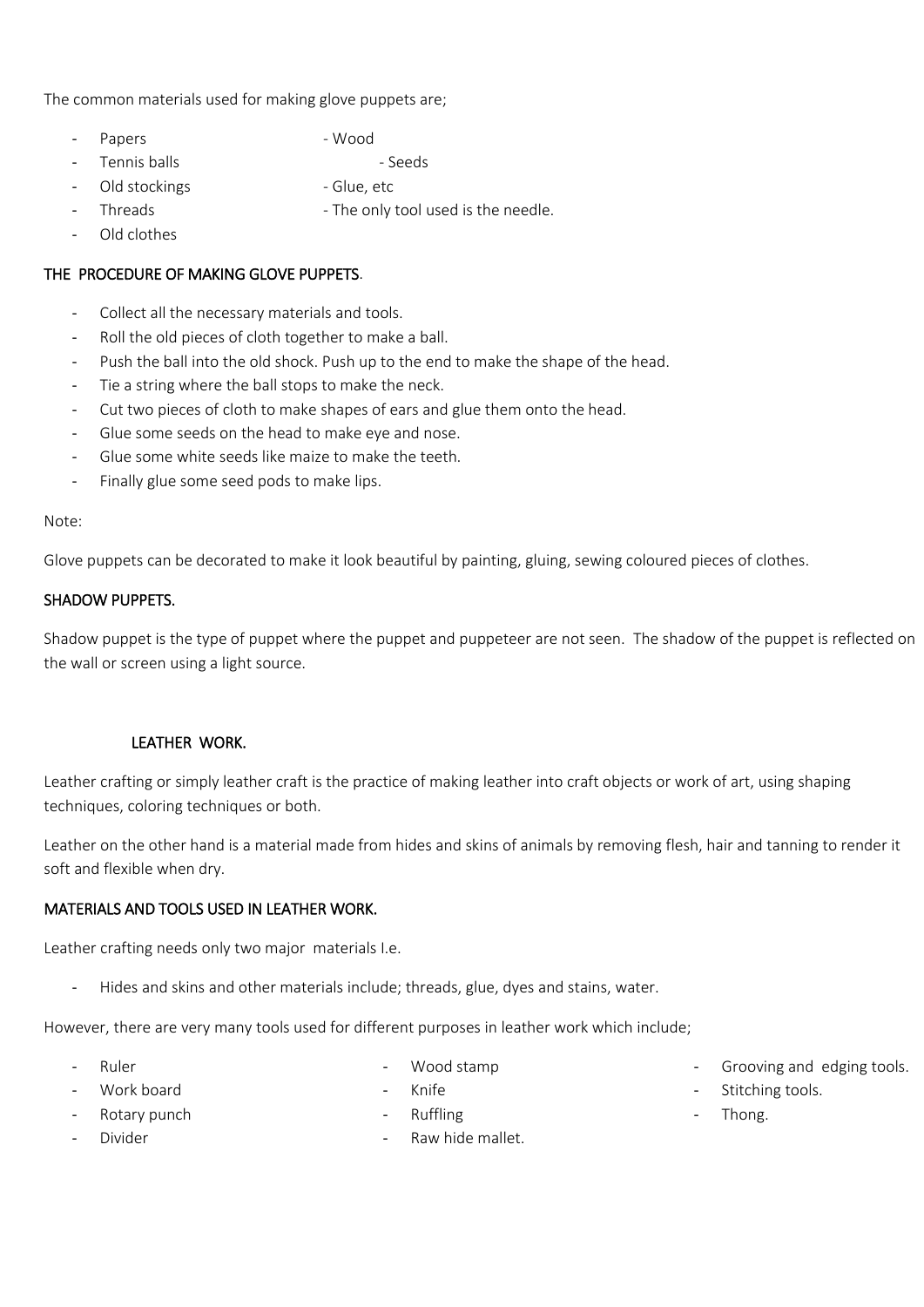The common materials used for making glove puppets are;

- Papers
- Tennis balls
- Old stockings
- Threads
- Old clothes
- Wood
- Seeds
- Glue, etc
- The only tool used is the needle.

## THE PROCEDURE OF MAKING GLOVE PUPPETS.

- Collect all the necessary materials and tools.
- Roll the old pieces of cloth together to make a ball.
- Push the ball into the old shock. Push up to the end to make the shape of the head.
- Tie a string where the ball stops to make the neck.
- Cut two pieces of cloth to make shapes of ears and glue them onto the head.
- Glue some seeds on the head to make eye and nose.
- Glue some white seeds like maize to make the teeth.
- Finally glue some seed pods to make lips.

Note:

Glove puppets can be decorated to make it look beautiful by painting, gluing, sewing coloured pieces of clothes.

## SHADOW PUPPETS.

Shadow puppet is the type of puppet where the puppet and puppeteer are not seen. The shadow of the puppet is reflected on the wall or screen using a light source.

# LEATHER WORK.

Leather crafting or simply leather craft is the practice of making leather into craft objects or work of art, using shaping techniques, coloring techniques or both.

Leather on the other hand is a material made from hides and skins of animals by removing flesh, hair and tanning to render it soft and flexible when dry.

## MATERIALS AND TOOLS USED IN LEATHER WORK.

Leather crafting needs only two major materials I.e.

- Hides and skins and other materials include; threads, glue, dyes and stains, water.

However, there are very many tools used for different purposes in leather work which include;

- Ruler
- Work board
- Rotary punch
- Divider
- Wood stamp
- Knife
- Ruffling
- Raw hide mallet.
- Grooving and edging tools.
- Stitching tools.
- Thong.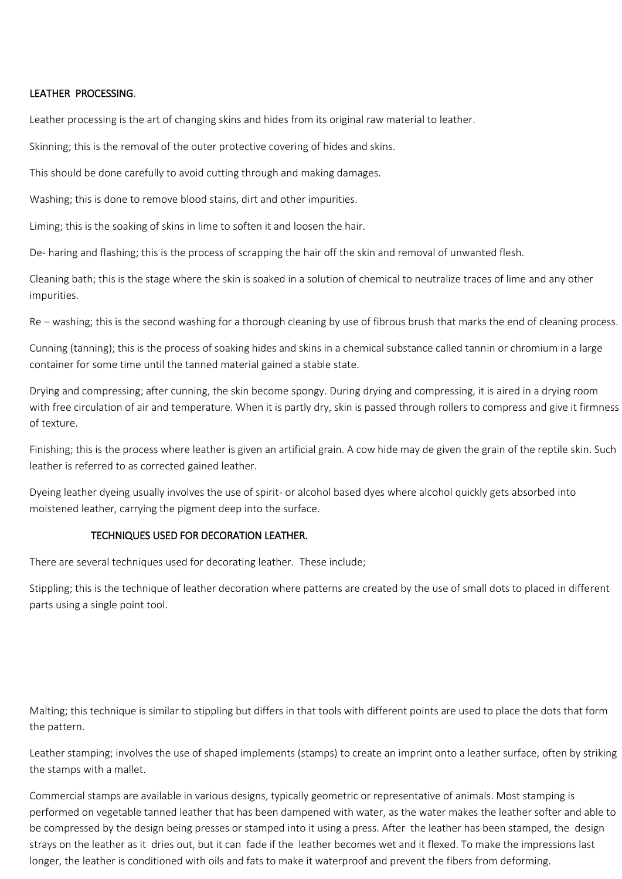## LEATHER PROCESSING.

Leather processing is the art of changing skins and hides from its original raw material to leather.

Skinning; this is the removal of the outer protective covering of hides and skins.

This should be done carefully to avoid cutting through and making damages.

Washing; this is done to remove blood stains, dirt and other impurities.

Liming; this is the soaking of skins in lime to soften it and loosen the hair.

De- haring and flashing; this is the process of scrapping the hair off the skin and removal of unwanted flesh.

Cleaning bath; this is the stage where the skin is soaked in a solution of chemical to neutralize traces of lime and any other impurities.

Re – washing; this is the second washing for a thorough cleaning by use of fibrous brush that marks the end of cleaning process.

Cunning (tanning); this is the process of soaking hides and skins in a chemical substance called tannin or chromium in a large container for some time until the tanned material gained a stable state.

Drying and compressing; after cunning, the skin become spongy. During drying and compressing, it is aired in a drying room with free circulation of air and temperature. When it is partly dry, skin is passed through rollers to compress and give it firmness of texture.

Finishing; this is the process where leather is given an artificial grain. A cow hide may de given the grain of the reptile skin. Such leather is referred to as corrected gained leather.

Dyeing leather dyeing usually involves the use of spirit- or alcohol based dyes where alcohol quickly gets absorbed into moistened leather, carrying the pigment deep into the surface.

### TECHNIQUES USED FOR DECORATION LEATHER.

There are several techniques used for decorating leather. These include;

Stippling; this is the technique of leather decoration where patterns are created by the use of small dots to placed in different parts using a single point tool.

Malting; this technique is similar to stippling but differs in that tools with different points are used to place the dots that form the pattern.

Leather stamping; involves the use of shaped implements (stamps) to create an imprint onto a leather surface, often by striking the stamps with a mallet.

Commercial stamps are available in various designs, typically geometric or representative of animals. Most stamping is performed on vegetable tanned leather that has been dampened with water, as the water makes the leather softer and able to be compressed by the design being presses or stamped into it using a press. After the leather has been stamped, the design strays on the leather as it dries out, but it can fade if the leather becomes wet and it flexed. To make the impressions last longer, the leather is conditioned with oils and fats to make it waterproof and prevent the fibers from deforming.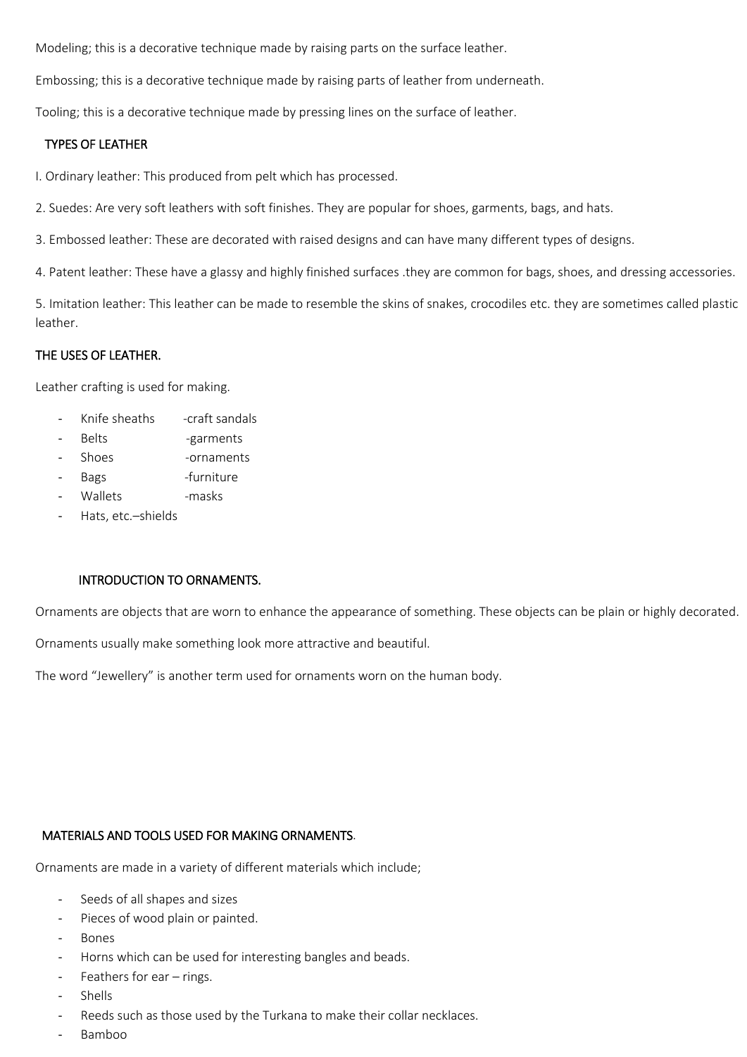Modeling; this is a decorative technique made by raising parts on the surface leather.

Embossing; this is a decorative technique made by raising parts of leather from underneath.

Tooling; this is a decorative technique made by pressing lines on the surface of leather.

## TYPES OF LEATHER

I. Ordinary leather: This produced from pelt which has processed.

2. Suedes: Are very soft leathers with soft finishes. They are popular for shoes, garments, bags, and hats.

3. Embossed leather: These are decorated with raised designs and can have many different types of designs.

4. Patent leather: These have a glassy and highly finished surfaces .they are common for bags, shoes, and dressing accessories.

5. Imitation leather: This leather can be made to resemble the skins of snakes, crocodiles etc. they are sometimes called plastic leather.

## THE USES OF LEATHER.

Leather crafting is used for making.

- Knife sheaths -craft sandals
- Belts -garments
- Shoes -ornaments
- Bags -furniture
- Wallets -masks
- Hats, etc.–shields

## INTRODUCTION TO ORNAMENTS.

Ornaments are objects that are worn to enhance the appearance of something. These objects can be plain or highly decorated.

Ornaments usually make something look more attractive and beautiful.

The word "Jewellery" is another term used for ornaments worn on the human body.

## MATERIALS AND TOOLS USED FOR MAKING ORNAMENTS.

Ornaments are made in a variety of different materials which include;

- Seeds of all shapes and sizes
- Pieces of wood plain or painted.
- Bones
- Horns which can be used for interesting bangles and beads.
- Feathers for ear – rings.
- Shells
- Reeds such as those used by the Turkana to make their collar necklaces.
- Bamboo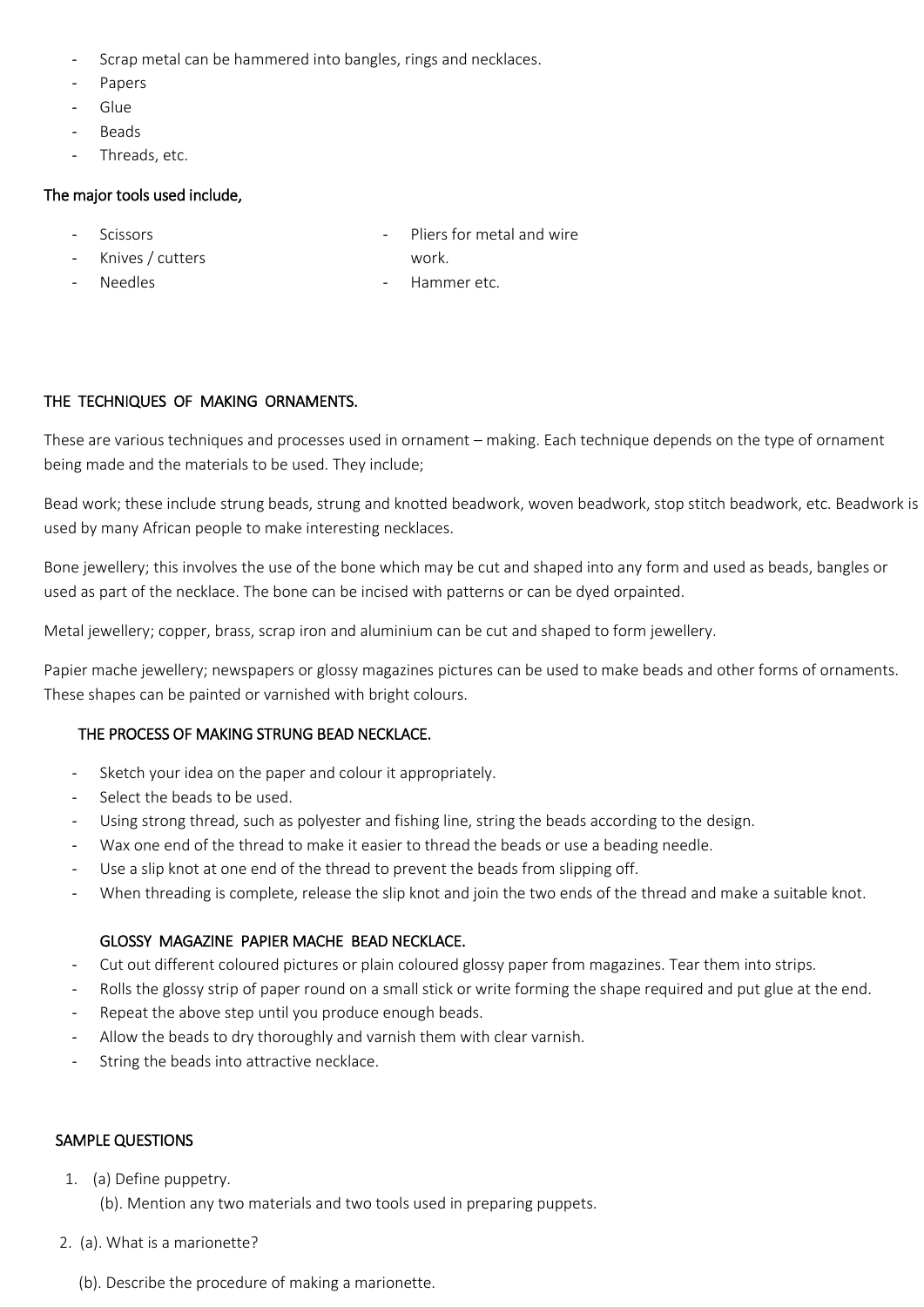- Scrap metal can be hammered into bangles, rings and necklaces.
- Papers
- Glue
- Beads
- Threads, etc.

The major tools used include,

- Scissors
- Knives / cutters
- Needles
- Pliers for metal and wire work.
- Hammer etc.

## THE TECHNIQUES OF MAKING ORNAMENTS.

These are various techniques and processes used in ornament – making. Each technique depends on the type of ornament being made and the materials to be used. They include;

Bead work; these include strung beads, strung and knotted beadwork, woven beadwork, stop stitch beadwork, etc. Beadwork is used by many African people to make interesting necklaces.

Bone jewellery; this involves the use of the bone which may be cut and shaped into any form and used as beads, bangles or used as part of the necklace. The bone can be incised with patterns or can be dyed orpainted.

Metal jewellery; copper, brass, scrap iron and aluminium can be cut and shaped to form jewellery.

Papier mache jewellery; newspapers or glossy magazines pictures can be used to make beads and other forms of ornaments. These shapes can be painted or varnished with bright colours.

### THE PROCESS OF MAKING STRUNG BEAD NECKLACE.

- Sketch your idea on the paper and colour it appropriately.
- Select the beads to be used.
- Using strong thread, such as polyester and fishing line, string the beads according to the design.
- Wax one end of the thread to make it easier to thread the beads or use a beading needle.
- Use a slip knot at one end of the thread to prevent the beads from slipping off.
- When threading is complete, release the slip knot and join the two ends of the thread and make a suitable knot.

### GLOSSY MAGAZINE PAPIER MACHE BEAD NECKLACE.

- Cut out different coloured pictures or plain coloured glossy paper from magazines. Tear them into strips.
- Rolls the glossy strip of paper round on a small stick or write forming the shape required and put glue at the end.
- Repeat the above step until you produce enough beads.
- Allow the beads to dry thoroughly and varnish them with clear varnish.
- String the beads into attractive necklace.

## SAMPLE QUESTIONS

1. (a) Define puppetry.

   (b). Mention any two materials and two tools used in preparing puppets.

2. (a). What is a marionette?

   (b). Describe the procedure of making a marionette.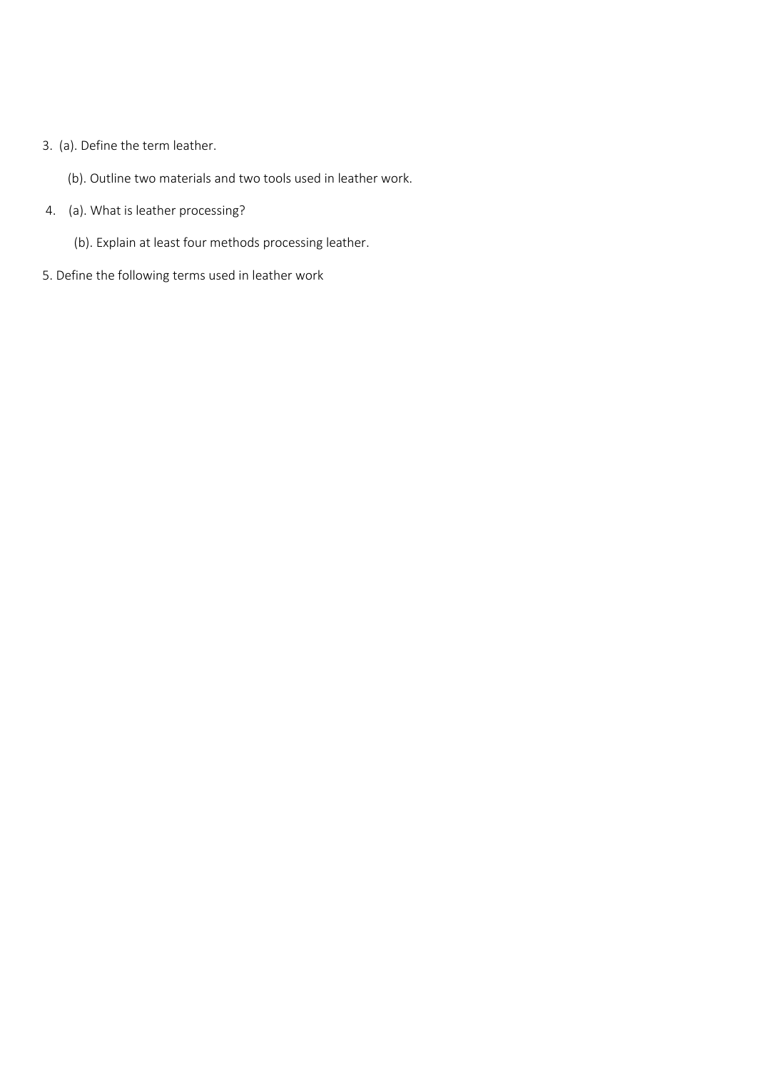3. (a). Define the term leather.

   (b). Outline two materials and two tools used in leather work.

4. (a). What is leather processing?

   (b). Explain at least four methods processing leather.

5. Define the following terms used in leather work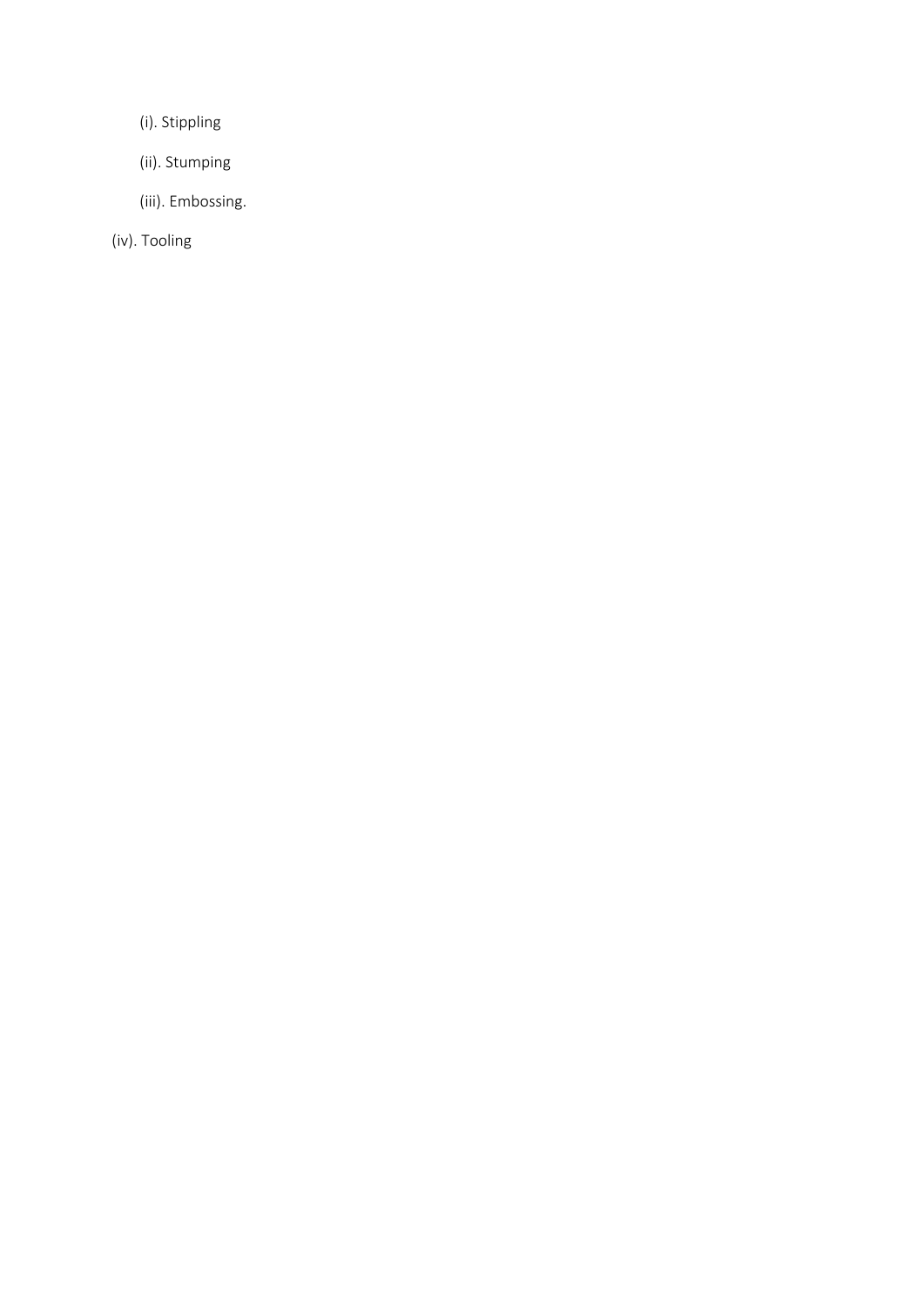(i). Stippling

(ii). Stumping

(iii). Embossing.

(iv). Tooling